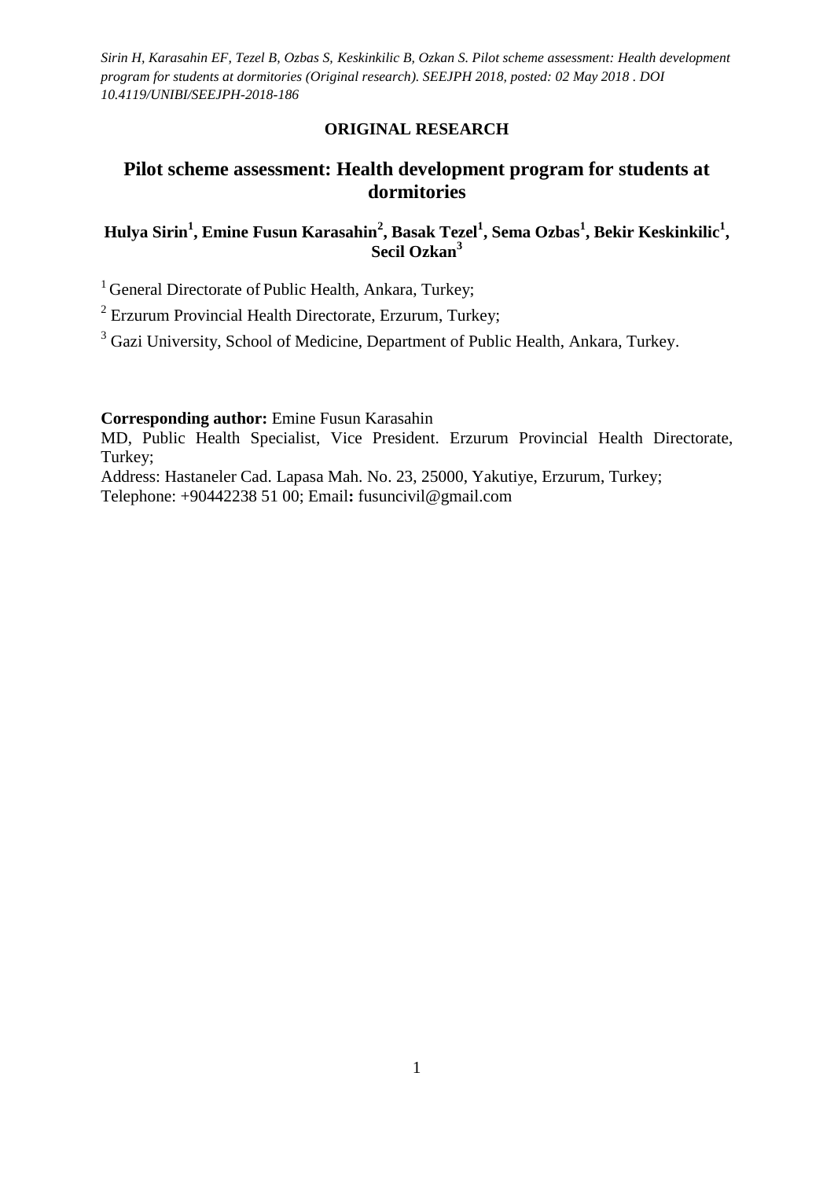**ORIGINAL RESEARCH**

# Pilot scheme assessment: Health development program for students at dormitories

**Hulya Sirin[1], Emine Fusun Karasahin[2], Basak Tezel[1], Sema Ozbas[1], Bekir Keskinkilic[1], Secil Ozkan[3]**

[1] General Directorate of Public Health, Ankara, Turkey;

[2] Erzurum Provincial Health Directorate, Erzurum, Turkey;

[3] Gazi University, School of Medicine, Department of Public Health, Ankara, Turkey.

**Corresponding author:** Emine Fusun Karasahin

MD, Public Health Specialist, Vice President. Erzurum Provincial Health Directorate, Turkey;

Address: Hastaneler Cad. Lapasa Mah. No. 23, 25000, Yakutiye, Erzurum, Turkey;

Telephone: +90442238 51 00; Email**:** fusuncivil@gmail.com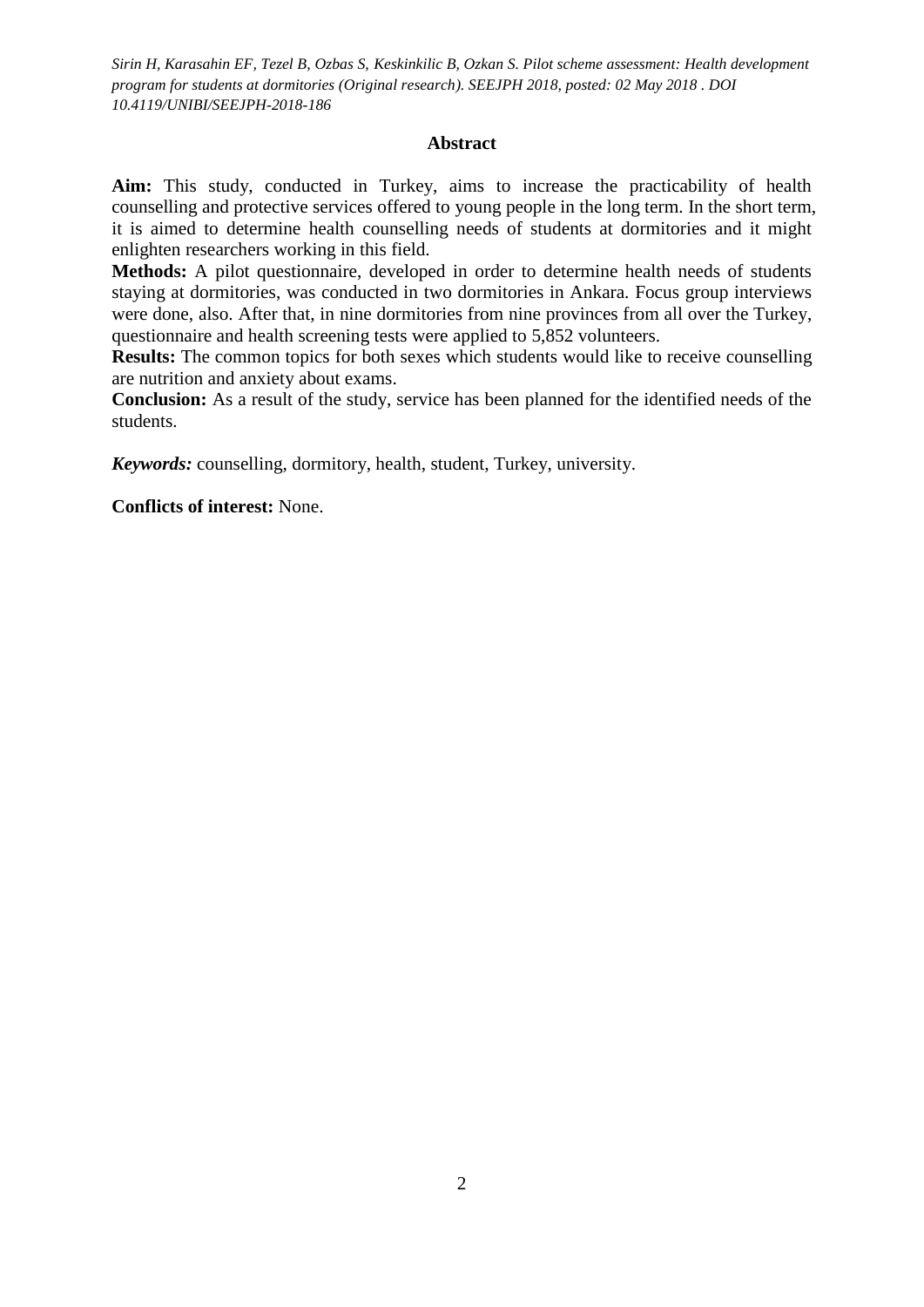## Abstract

**Aim:** This study, conducted in Turkey, aims to increase the practicability of health counselling and protective services offered to young people in the long term. In the short term, it is aimed to determine health counselling needs of students at dormitories and it might enlighten researchers working in this field.

**Methods:** A pilot questionnaire, developed in order to determine health needs of students staying at dormitories, was conducted in two dormitories in Ankara. Focus group interviews were done, also. After that, in nine dormitories from nine provinces from all over the Turkey, questionnaire and health screening tests were applied to 5,852 volunteers.

**Results:** The common topics for both sexes which students would like to receive counselling are nutrition and anxiety about exams.

**Conclusion:** As a result of the study, service has been planned for the identified needs of the students.

***Keywords:*** counselling, dormitory, health, student, Turkey, university.

**Conflicts of interest:** None.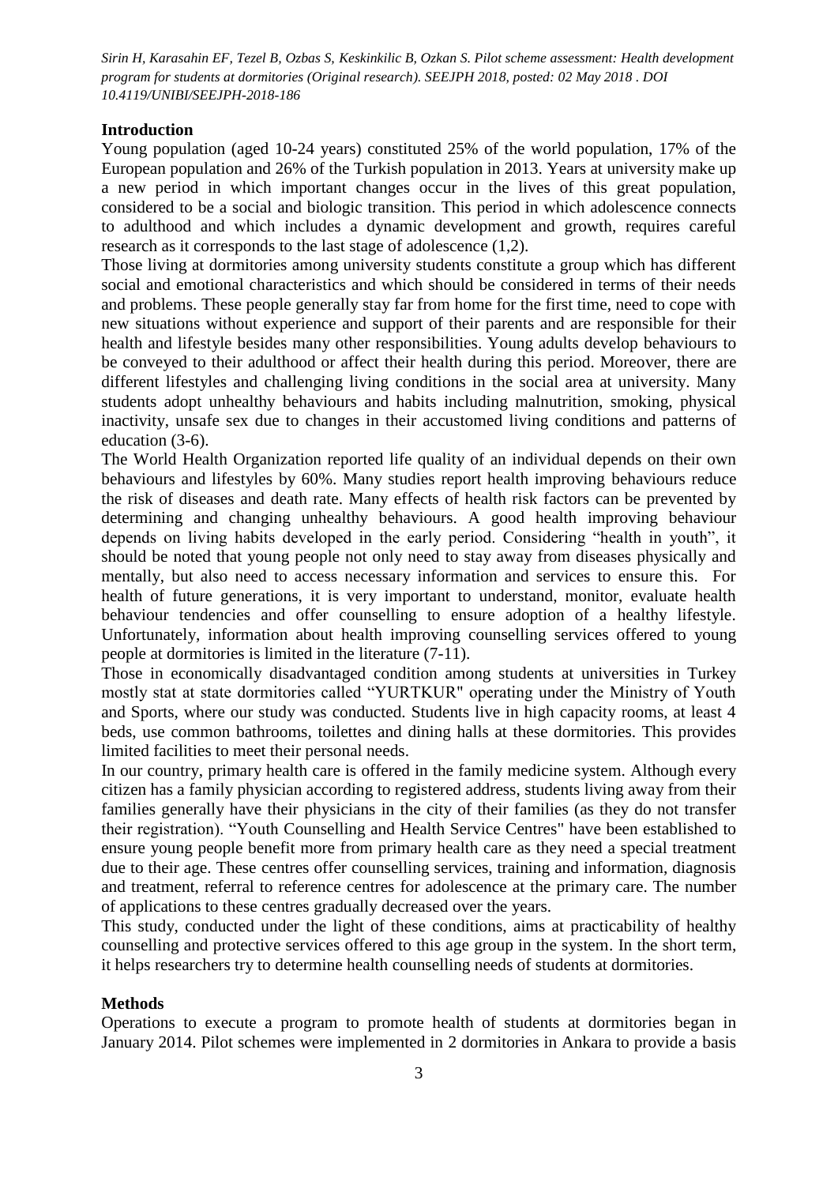## Introduction

Young population (aged 10-24 years) constituted 25% of the world population, 17% of the European population and 26% of the Turkish population in 2013. Years at university make up a new period in which important changes occur in the lives of this great population, considered to be a social and biologic transition. This period in which adolescence connects to adulthood and which includes a dynamic development and growth, requires careful research as it corresponds to the last stage of adolescence (1,2).

Those living at dormitories among university students constitute a group which has different social and emotional characteristics and which should be considered in terms of their needs and problems. These people generally stay far from home for the first time, need to cope with new situations without experience and support of their parents and are responsible for their health and lifestyle besides many other responsibilities. Young adults develop behaviours to be conveyed to their adulthood or affect their health during this period. Moreover, there are different lifestyles and challenging living conditions in the social area at university. Many students adopt unhealthy behaviours and habits including malnutrition, smoking, physical inactivity, unsafe sex due to changes in their accustomed living conditions and patterns of education (3-6).

The World Health Organization reported life quality of an individual depends on their own behaviours and lifestyles by 60%. Many studies report health improving behaviours reduce the risk of diseases and death rate. Many effects of health risk factors can be prevented by determining and changing unhealthy behaviours. A good health improving behaviour depends on living habits developed in the early period. Considering "health in youth", it should be noted that young people not only need to stay away from diseases physically and mentally, but also need to access necessary information and services to ensure this. For health of future generations, it is very important to understand, monitor, evaluate health behaviour tendencies and offer counselling to ensure adoption of a healthy lifestyle. Unfortunately, information about health improving counselling services offered to young people at dormitories is limited in the literature (7-11).

Those in economically disadvantaged condition among students at universities in Turkey mostly stat at state dormitories called "YURTKUR" operating under the Ministry of Youth and Sports, where our study was conducted. Students live in high capacity rooms, at least 4 beds, use common bathrooms, toilettes and dining halls at these dormitories. This provides limited facilities to meet their personal needs.

In our country, primary health care is offered in the family medicine system. Although every citizen has a family physician according to registered address, students living away from their families generally have their physicians in the city of their families (as they do not transfer their registration). "Youth Counselling and Health Service Centres" have been established to ensure young people benefit more from primary health care as they need a special treatment due to their age. These centres offer counselling services, training and information, diagnosis and treatment, referral to reference centres for adolescence at the primary care. The number of applications to these centres gradually decreased over the years.

This study, conducted under the light of these conditions, aims at practicability of healthy counselling and protective services offered to this age group in the system. In the short term, it helps researchers try to determine health counselling needs of students at dormitories.

## Methods

Operations to execute a program to promote health of students at dormitories began in January 2014. Pilot schemes were implemented in 2 dormitories in Ankara to provide a basis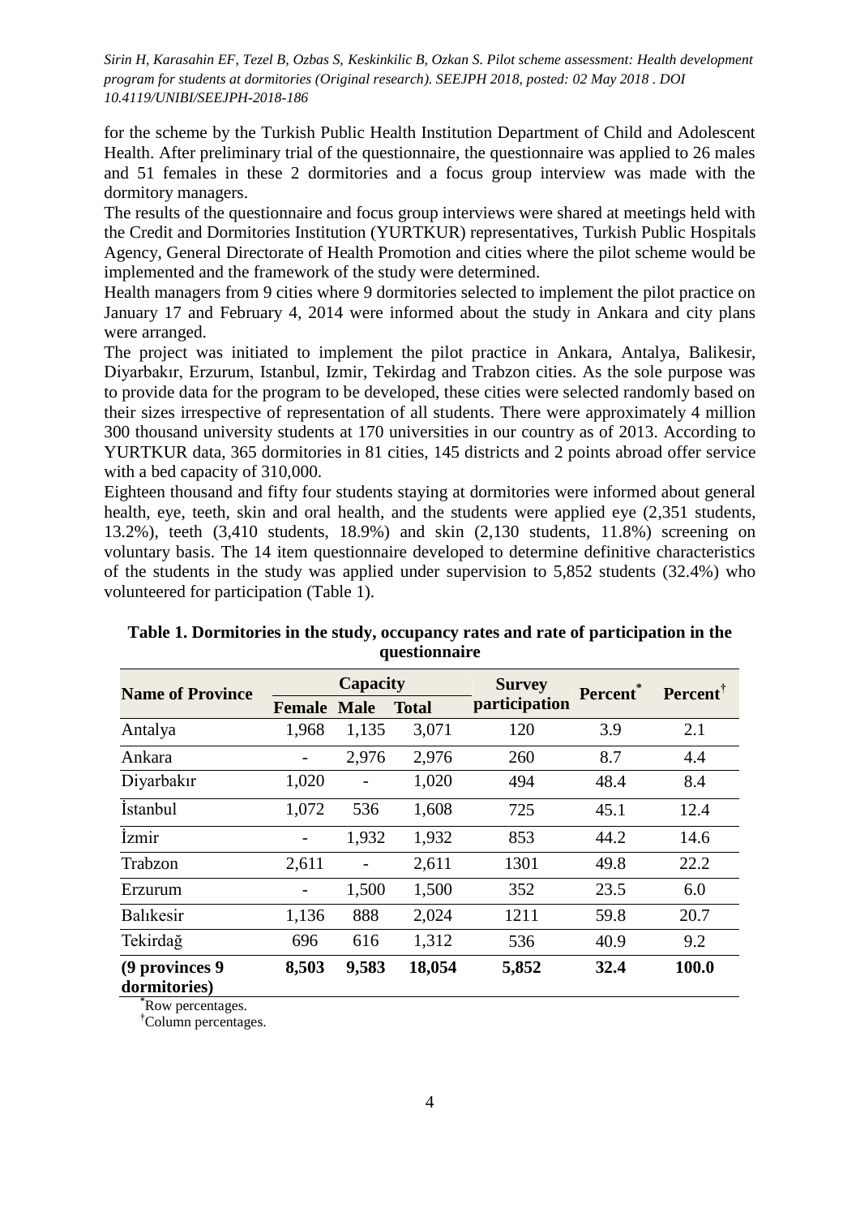for the scheme by the Turkish Public Health Institution Department of Child and Adolescent Health. After preliminary trial of the questionnaire, the questionnaire was applied to 26 males and 51 females in these 2 dormitories and a focus group interview was made with the dormitory managers.

The results of the questionnaire and focus group interviews were shared at meetings held with the Credit and Dormitories Institution (YURTKUR) representatives, Turkish Public Hospitals Agency, General Directorate of Health Promotion and cities where the pilot scheme would be implemented and the framework of the study were determined.

Health managers from 9 cities where 9 dormitories selected to implement the pilot practice on January 17 and February 4, 2014 were informed about the study in Ankara and city plans were arranged.

The project was initiated to implement the pilot practice in Ankara, Antalya, Balikesir, Diyarbakır, Erzurum, Istanbul, Izmir, Tekirdag and Trabzon cities. As the sole purpose was to provide data for the program to be developed, these cities were selected randomly based on their sizes irrespective of representation of all students. There were approximately 4 million 300 thousand university students at 170 universities in our country as of 2013. According to YURTKUR data, 365 dormitories in 81 cities, 145 districts and 2 points abroad offer service with a bed capacity of 310,000.

Eighteen thousand and fifty four students staying at dormitories were informed about general health, eye, teeth, skin and oral health, and the students were applied eye (2,351 students, 13.2%), teeth (3,410 students, 18.9%) and skin (2,130 students, 11.8%) screening on voluntary basis. The 14 item questionnaire developed to determine definitive characteristics of the students in the study was applied under supervision to 5,852 students (32.4%) who volunteered for participation (Table 1).

**Table 1. Dormitories in the study, occupancy rates and rate of participation in the questionnaire**

| Name of Province | Capacity | | | Survey participation | Percent* | Percent† |
|---|---|---|---|---|---|---|
| | Female | Male | Total | | | |
| Antalya | 1,968 | 1,135 | 3,071 | 120 | 3.9 | 2.1 |
| Ankara | - | 2,976 | 2,976 | 260 | 8.7 | 4.4 |
| Diyarbakır | 1,020 | - | 1,020 | 494 | 48.4 | 8.4 |
| İstanbul | 1,072 | 536 | 1,608 | 725 | 45.1 | 12.4 |
| İzmir | - | 1,932 | 1,932 | 853 | 44.2 | 14.6 |
| Trabzon | 2,611 | - | 2,611 | 1301 | 49.8 | 22.2 |
| Erzurum | - | 1,500 | 1,500 | 352 | 23.5 | 6.0 |
| Balıkesir | 1,136 | 888 | 2,024 | 1211 | 59.8 | 20.7 |
| Tekirdağ | 696 | 616 | 1,312 | 536 | 40.9 | 9.2 |
| **(9 provinces 9 dormitories)** | **8,503** | **9,583** | **18,054** | **5,852** | **32.4** | **100.0** |

*Row percentages.
†Column percentages.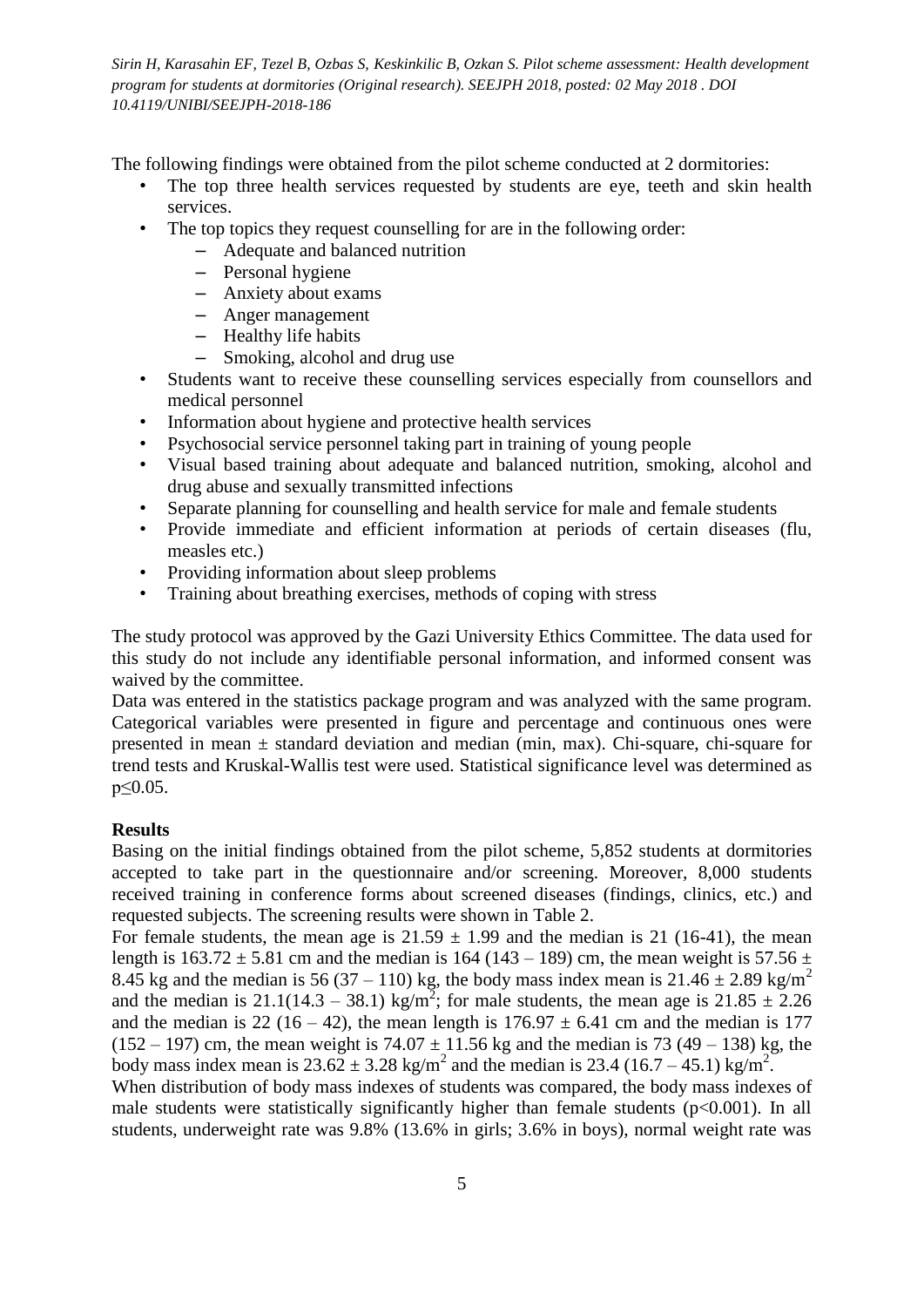The following findings were obtained from the pilot scheme conducted at 2 dormitories:

- The top three health services requested by students are eye, teeth and skin health services.
- The top topics they request counselling for are in the following order:
  - Adequate and balanced nutrition
  - Personal hygiene
  - Anxiety about exams
  - Anger management
  - Healthy life habits
  - Smoking, alcohol and drug use
- Students want to receive these counselling services especially from counsellors and medical personnel
- Information about hygiene and protective health services
- Psychosocial service personnel taking part in training of young people
- Visual based training about adequate and balanced nutrition, smoking, alcohol and drug abuse and sexually transmitted infections
- Separate planning for counselling and health service for male and female students
- Provide immediate and efficient information at periods of certain diseases (flu, measles etc.)
- Providing information about sleep problems
- Training about breathing exercises, methods of coping with stress

The study protocol was approved by the Gazi University Ethics Committee. The data used for this study do not include any identifiable personal information, and informed consent was waived by the committee.

Data was entered in the statistics package program and was analyzed with the same program. Categorical variables were presented in figure and percentage and continuous ones were presented in mean ± standard deviation and median (min, max). Chi-square, chi-square for trend tests and Kruskal-Wallis test were used. Statistical significance level was determined as $p \leq 0.05$.

**Results**

Basing on the initial findings obtained from the pilot scheme, 5,852 students at dormitories accepted to take part in the questionnaire and/or screening. Moreover, 8,000 students received training in conference forms about screened diseases (findings, clinics, etc.) and requested subjects. The screening results were shown in Table 2.

For female students, the mean age is $21.59 \pm 1.99$ and the median is 21 (16-41), the mean length is $163.72 \pm 5.81$ cm and the median is 164 (143 – 189) cm, the mean weight is $57.56 \pm 8.45$ kg and the median is 56 (37 – 110) kg, the body mass index mean is $21.46 \pm 2.89$ kg/m$^2$ and the median is 21.1(14.3 – 38.1) kg/m$^2$; for male students, the mean age is $21.85 \pm 2.26$ and the median is 22 (16 – 42), the mean length is $176.97 \pm 6.41$ cm and the median is 177 (152 – 197) cm, the mean weight is $74.07 \pm 11.56$ kg and the median is 73 (49 – 138) kg, the body mass index mean is $23.62 \pm 3.28$ kg/m$^2$ and the median is 23.4 (16.7 – 45.1) kg/m$^2$.

When distribution of body mass indexes of students was compared, the body mass indexes of male students were statistically significantly higher than female students ($p<0.001$). In all students, underweight rate was 9.8% (13.6% in girls; 3.6% in boys), normal weight rate was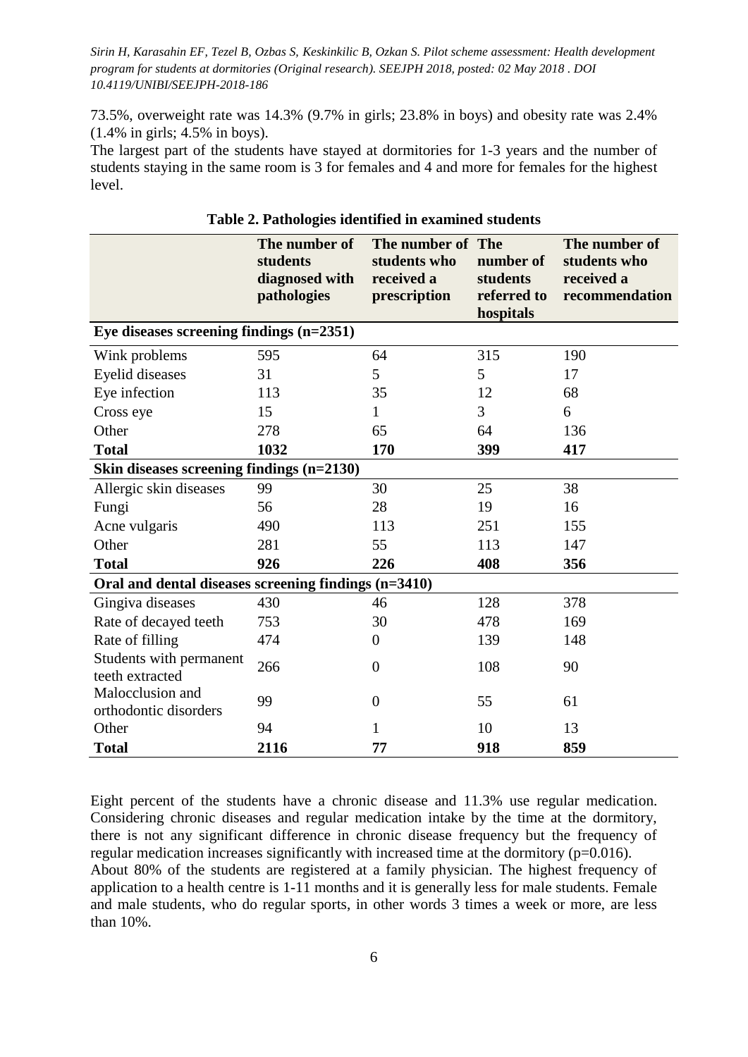73.5%, overweight rate was 14.3% (9.7% in girls; 23.8% in boys) and obesity rate was 2.4% (1.4% in girls; 4.5% in boys).

The largest part of the students have stayed at dormitories for 1-3 years and the number of students staying in the same room is 3 for females and 4 and more for females for the highest level.

**Table 2. Pathologies identified in examined students**

| | The number of students diagnosed with pathologies | The number of students who received a prescription | The number of students referred to hospitals | The number of students who received a recommendation |
|---|---|---|---|---|
| **Eye diseases screening findings (n=2351)** | | | | |
| Wink problems | 595 | 64 | 315 | 190 |
| Eyelid diseases | 31 | 5 | 5 | 17 |
| Eye infection | 113 | 35 | 12 | 68 |
| Cross eye | 15 | 1 | 3 | 6 |
| Other | 278 | 65 | 64 | 136 |
| **Total** | **1032** | **170** | **399** | **417** |
| **Skin diseases screening findings (n=2130)** | | | | |
| Allergic skin diseases | 99 | 30 | 25 | 38 |
| Fungi | 56 | 28 | 19 | 16 |
| Acne vulgaris | 490 | 113 | 251 | 155 |
| Other | 281 | 55 | 113 | 147 |
| **Total** | **926** | **226** | **408** | **356** |
| **Oral and dental diseases screening findings (n=3410)** | | | | |
| Gingiva diseases | 430 | 46 | 128 | 378 |
| Rate of decayed teeth | 753 | 30 | 478 | 169 |
| Rate of filling | 474 | 0 | 139 | 148 |
| Students with permanent teeth extracted | 266 | 0 | 108 | 90 |
| Malocclusion and orthodontic disorders | 99 | 0 | 55 | 61 |
| Other | 94 | 1 | 10 | 13 |
| **Total** | **2116** | **77** | **918** | **859** |

Eight percent of the students have a chronic disease and 11.3% use regular medication. Considering chronic diseases and regular medication intake by the time at the dormitory, there is not any significant difference in chronic disease frequency but the frequency of regular medication increases significantly with increased time at the dormitory ($p=0.016$).

About 80% of the students are registered at a family physician. The highest frequency of application to a health centre is 1-11 months and it is generally less for male students. Female and male students, who do regular sports, in other words 3 times a week or more, are less than 10%.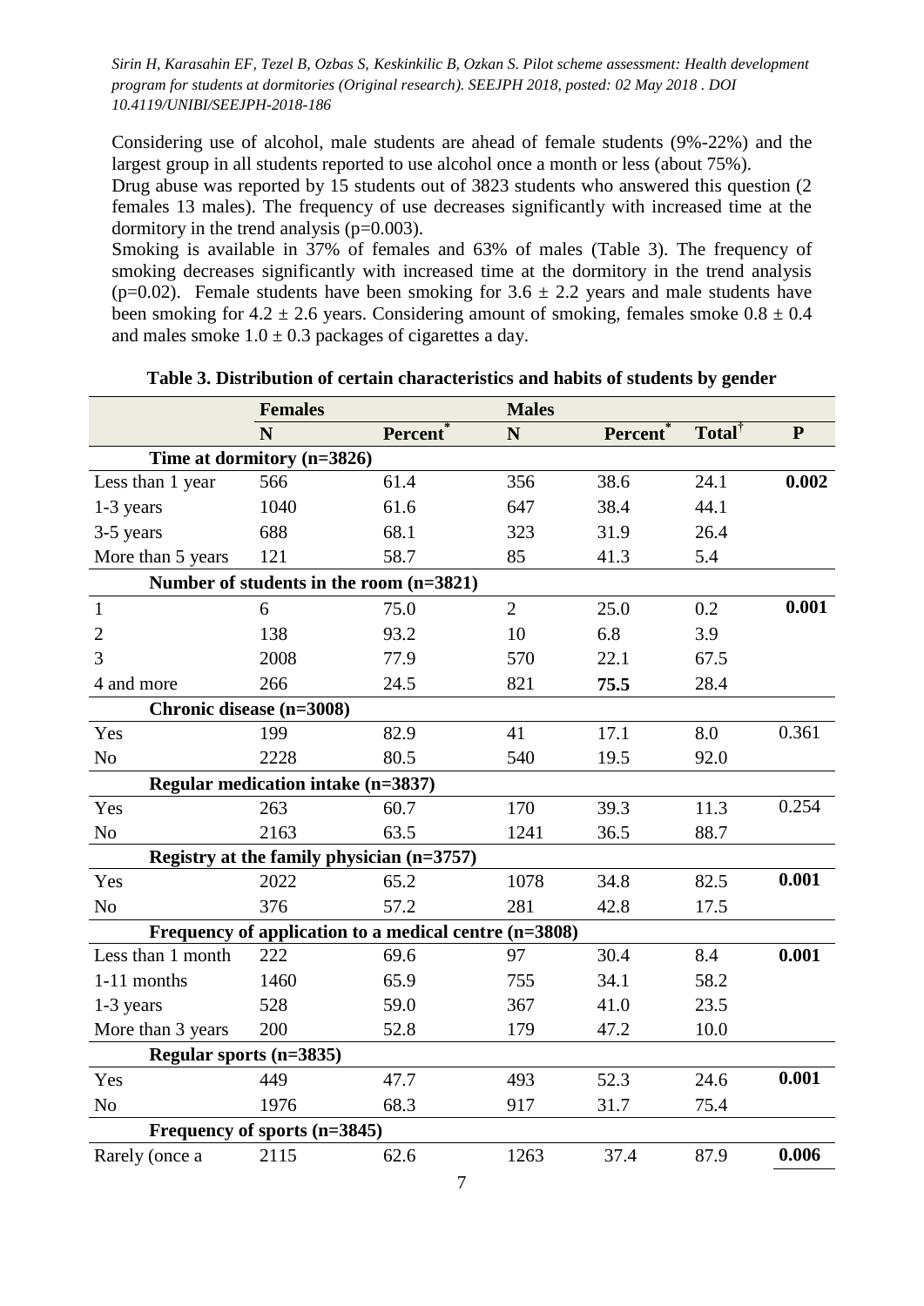Considering use of alcohol, male students are ahead of female students (9%-22%) and the largest group in all students reported to use alcohol once a month or less (about 75%).

Drug abuse was reported by 15 students out of 3823 students who answered this question (2 females 13 males). The frequency of use decreases significantly with increased time at the dormitory in the trend analysis (p=0.003).

Smoking is available in 37% of females and 63% of males (Table 3). The frequency of smoking decreases significantly with increased time at the dormitory in the trend analysis (p=0.02). Female students have been smoking for 3.6 ± 2.2 years and male students have been smoking for 4.2 ± 2.6 years. Considering amount of smoking, females smoke 0.8 ± 0.4 and males smoke 1.0 ± 0.3 packages of cigarettes a day.

**Table 3. Distribution of certain characteristics and habits of students by gender**

| | **Females** | | **Males** | | | |
|---|---|---|---|---|---|---|
| | **N** | **Percent*** | **N** | **Percent*** | **Total†** | **P** |
| **Time at dormitory (n=3826)** | | | | | | |
| Less than 1 year | 566 | 61.4 | 356 | 38.6 | 24.1 | **0.002** |
| 1-3 years | 1040 | 61.6 | 647 | 38.4 | 44.1 | |
| 3-5 years | 688 | 68.1 | 323 | 31.9 | 26.4 | |
| More than 5 years | 121 | 58.7 | 85 | 41.3 | 5.4 | |
| **Number of students in the room (n=3821)** | | | | | | |
| 1 | 6 | 75.0 | 2 | 25.0 | 0.2 | **0.001** |
| 2 | 138 | 93.2 | 10 | 6.8 | 3.9 | |
| 3 | 2008 | 77.9 | 570 | 22.1 | 67.5 | |
| 4 and more | 266 | 24.5 | 821 | **75.5** | 28.4 | |
| **Chronic disease (n=3008)** | | | | | | |
| Yes | 199 | 82.9 | 41 | 17.1 | 8.0 | 0.361 |
| No | 2228 | 80.5 | 540 | 19.5 | 92.0 | |
| **Regular medication intake (n=3837)** | | | | | | |
| Yes | 263 | 60.7 | 170 | 39.3 | 11.3 | 0.254 |
| No | 2163 | 63.5 | 1241 | 36.5 | 88.7 | |
| **Registry at the family physician (n=3757)** | | | | | | |
| Yes | 2022 | 65.2 | 1078 | 34.8 | 82.5 | **0.001** |
| No | 376 | 57.2 | 281 | 42.8 | 17.5 | |
| **Frequency of application to a medical centre (n=3808)** | | | | | | |
| Less than 1 month | 222 | 69.6 | 97 | 30.4 | 8.4 | **0.001** |
| 1-11 months | 1460 | 65.9 | 755 | 34.1 | 58.2 | |
| 1-3 years | 528 | 59.0 | 367 | 41.0 | 23.5 | |
| More than 3 years | 200 | 52.8 | 179 | 47.2 | 10.0 | |
| **Regular sports (n=3835)** | | | | | | |
| Yes | 449 | 47.7 | 493 | 52.3 | 24.6 | **0.001** |
| No | 1976 | 68.3 | 917 | 31.7 | 75.4 | |
| **Frequency of sports (n=3845)** | | | | | | |
| Rarely (once a | 2115 | 62.6 | 1263 | 37.4 | 87.9 | **0.006** |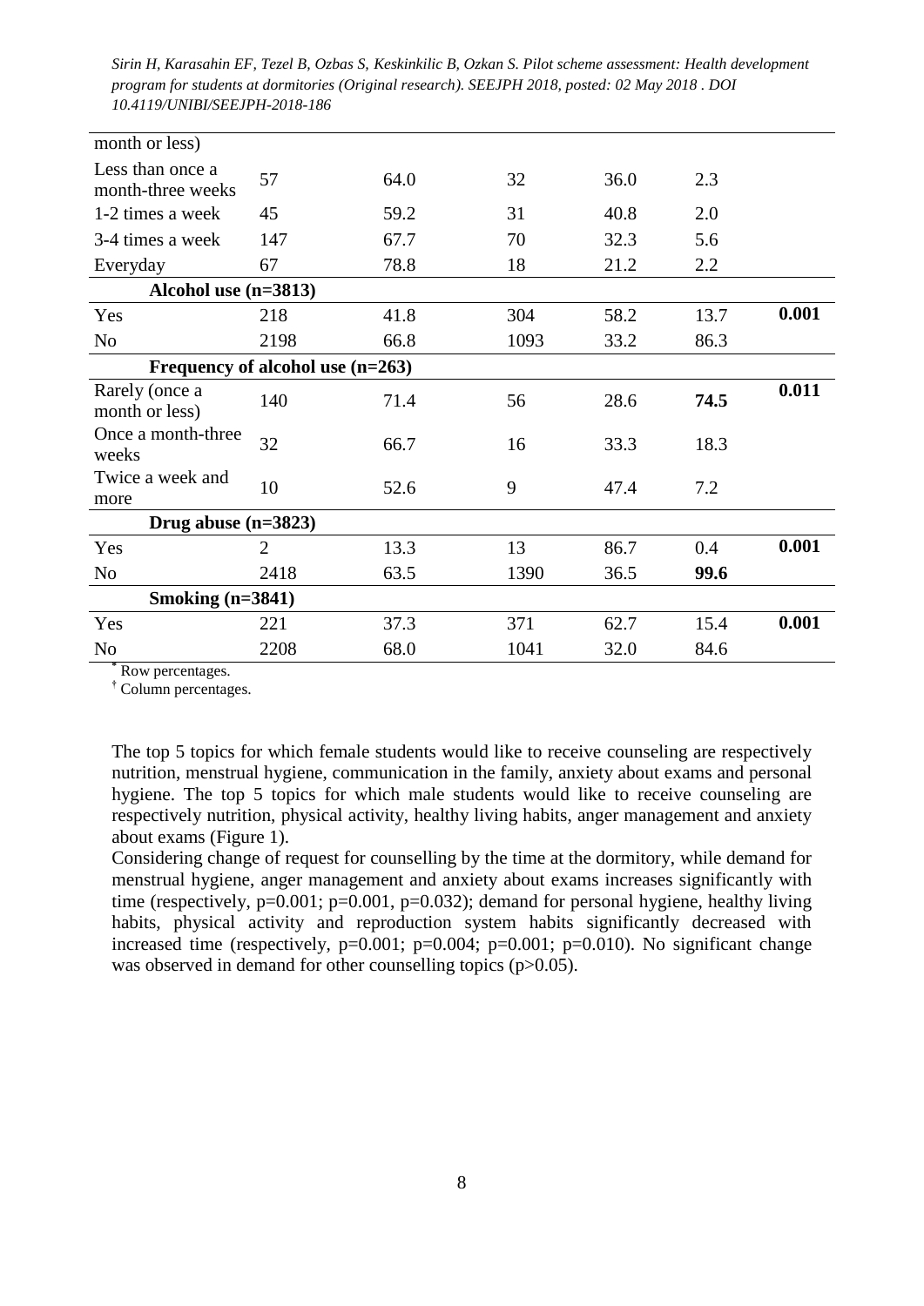| | | | | | | |
|---|---|---|---|---|---|---|
| month or less) | | | | | | |
| Less than once a month-three weeks | 57 | 64.0 | 32 | 36.0 | 2.3 | |
| 1-2 times a week | 45 | 59.2 | 31 | 40.8 | 2.0 | |
| 3-4 times a week | 147 | 67.7 | 70 | 32.3 | 5.6 | |
| Everyday | 67 | 78.8 | 18 | 21.2 | 2.2 | |
| **Alcohol use (n=3813)** | | | | | | |
| Yes | 218 | 41.8 | 304 | 58.2 | 13.7 | **0.001** |
| No | 2198 | 66.8 | 1093 | 33.2 | 86.3 | |
| **Frequency of alcohol use (n=263)** | | | | | | |
| Rarely (once a month or less) | 140 | 71.4 | 56 | 28.6 | **74.5** | **0.011** |
| Once a month-three weeks | 32 | 66.7 | 16 | 33.3 | 18.3 | |
| Twice a week and more | 10 | 52.6 | 9 | 47.4 | 7.2 | |
| **Drug abuse (n=3823)** | | | | | | |
| Yes | 2 | 13.3 | 13 | 86.7 | 0.4 | **0.001** |
| No | 2418 | 63.5 | 1390 | 36.5 | **99.6** | |
| **Smoking (n=3841)** | | | | | | |
| Yes | 221 | 37.3 | 371 | 62.7 | 15.4 | **0.001** |
| No | 2208 | 68.0 | 1041 | 32.0 | 84.6 | |

\* Row percentages.
† Column percentages.

The top 5 topics for which female students would like to receive counseling are respectively nutrition, menstrual hygiene, communication in the family, anxiety about exams and personal hygiene. The top 5 topics for which male students would like to receive counseling are respectively nutrition, physical activity, healthy living habits, anger management and anxiety about exams (Figure 1).

Considering change of request for counselling by the time at the dormitory, while demand for menstrual hygiene, anger management and anxiety about exams increases significantly with time (respectively, p=0.001; p=0.001, p=0.032); demand for personal hygiene, healthy living habits, physical activity and reproduction system habits significantly decreased with increased time (respectively, p=0.001; p=0.004; p=0.001; p=0.010). No significant change was observed in demand for other counselling topics (p>0.05).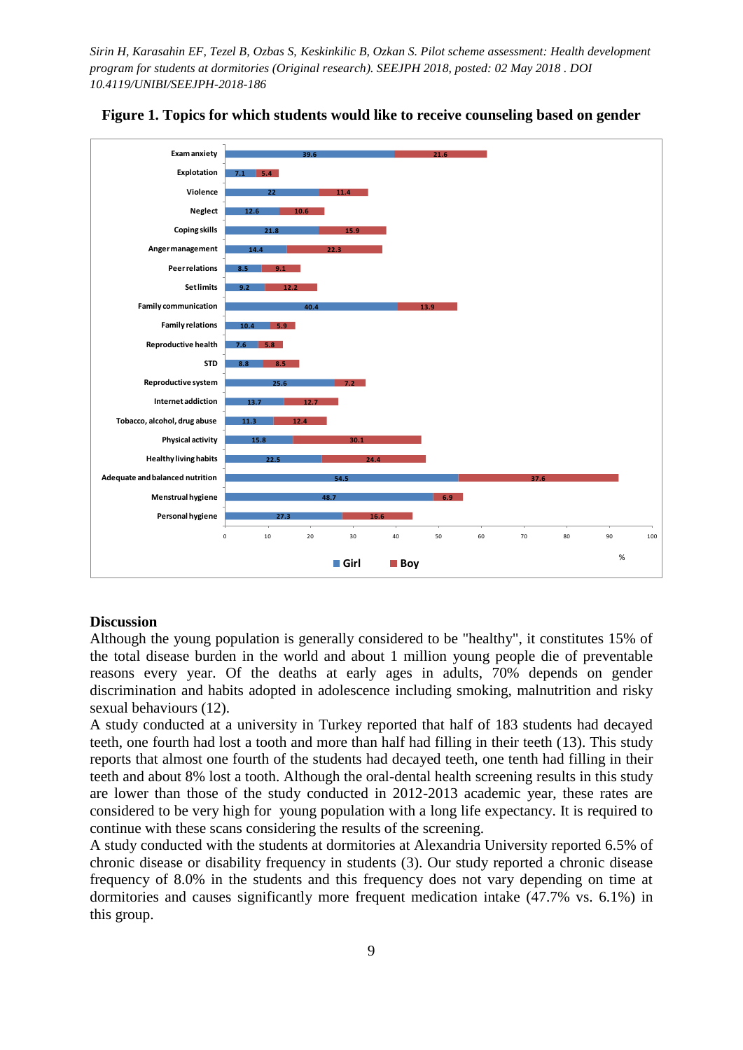**Figure 1. Topics for which students would like to receive counseling based on gender**

| Topic | Girl (%) | Boy (%) |
|---|---|---|
| Exam anxiety | 39.6 | 21.6 |
| Explotation | 7.1 | 5.4 |
| Violence | 22 | 11.4 |
| Neglect | 12.6 | 10.6 |
| Coping skills | 21.8 | 15.9 |
| Anger management | 14.4 | 22.3 |
| Peer relations | 8.5 | 9.1 |
| Set limits | 9.2 | 12.2 |
| Family communication | 40.4 | 13.9 |
| Family relations | 10.4 | 5.9 |
| Reproductive health | 7.6 | 5.8 |
| STD | 8.8 | 8.5 |
| Reproductive system | 25.6 | 7.2 |
| Internet addiction | 13.7 | 12.7 |
| Tobacco, alcohol, drug abuse | 11.3 | 12.4 |
| Physical activity | 15.8 | 30.1 |
| Healthy living habits | 22.5 | 24.4 |
| Adequate and balanced nutrition | 54.5 | 37.6 |
| Menstrual hygiene | 48.7 | 6.9 |
| Personal hygiene | 27.3 | 16.6 |

## Discussion

Although the young population is generally considered to be "healthy", it constitutes 15% of the total disease burden in the world and about 1 million young people die of preventable reasons every year. Of the deaths at early ages in adults, 70% depends on gender discrimination and habits adopted in adolescence including smoking, malnutrition and risky sexual behaviours (12).

A study conducted at a university in Turkey reported that half of 183 students had decayed teeth, one fourth had lost a tooth and more than half had filling in their teeth (13). This study reports that almost one fourth of the students had decayed teeth, one tenth had filling in their teeth and about 8% lost a tooth. Although the oral-dental health screening results in this study are lower than those of the study conducted in 2012-2013 academic year, these rates are considered to be very high for young population with a long life expectancy. It is required to continue with these scans considering the results of the screening.

A study conducted with the students at dormitories at Alexandria University reported 6.5% of chronic disease or disability frequency in students (3). Our study reported a chronic disease frequency of 8.0% in the students and this frequency does not vary depending on time at dormitories and causes significantly more frequent medication intake (47.7% vs. 6.1%) in this group.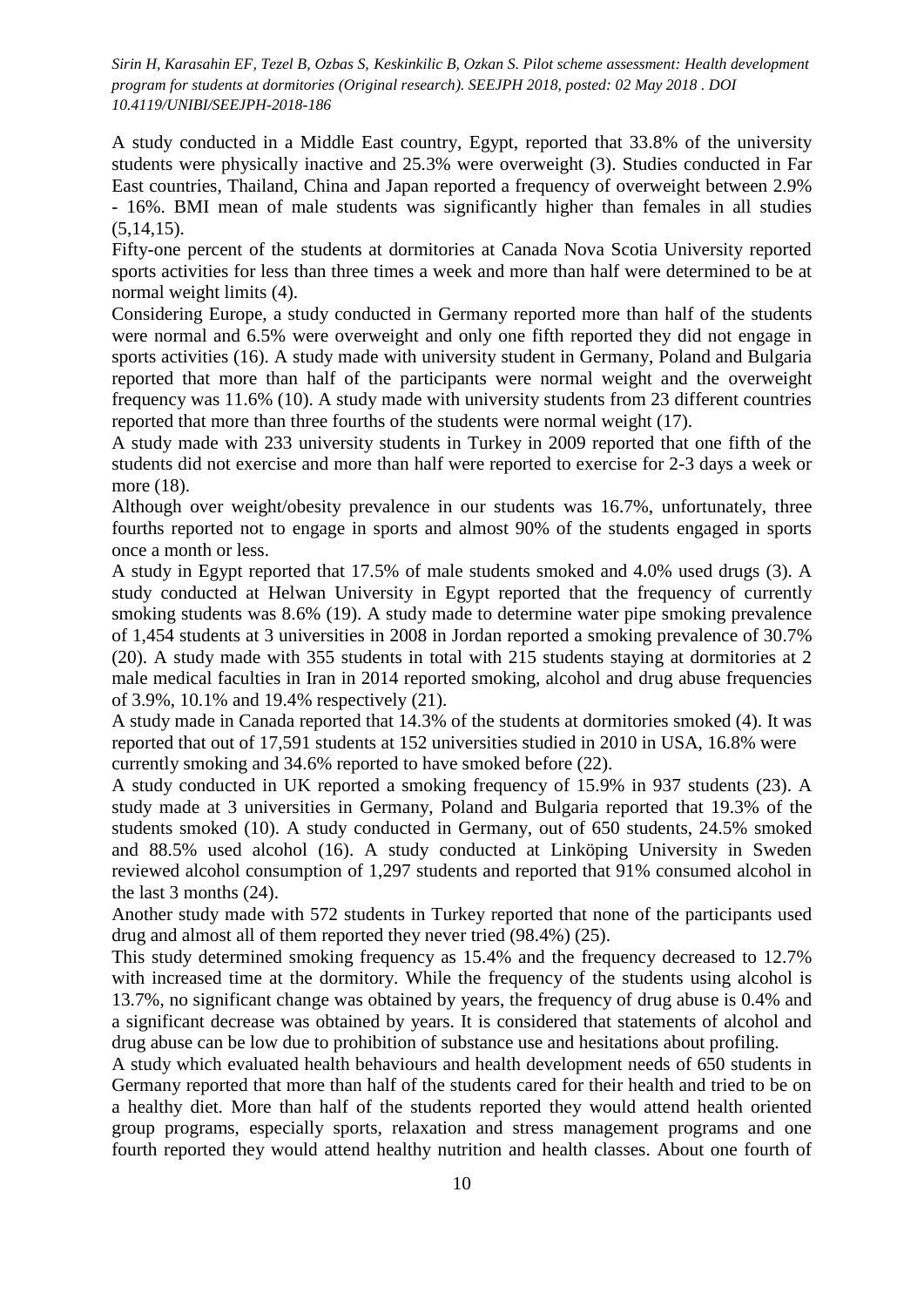A study conducted in a Middle East country, Egypt, reported that 33.8% of the university students were physically inactive and 25.3% were overweight (3). Studies conducted in Far East countries, Thailand, China and Japan reported a frequency of overweight between 2.9% - 16%. BMI mean of male students was significantly higher than females in all studies (5,14,15).

Fifty-one percent of the students at dormitories at Canada Nova Scotia University reported sports activities for less than three times a week and more than half were determined to be at normal weight limits (4).

Considering Europe, a study conducted in Germany reported more than half of the students were normal and 6.5% were overweight and only one fifth reported they did not engage in sports activities (16). A study made with university student in Germany, Poland and Bulgaria reported that more than half of the participants were normal weight and the overweight frequency was 11.6% (10). A study made with university students from 23 different countries reported that more than three fourths of the students were normal weight (17).

A study made with 233 university students in Turkey in 2009 reported that one fifth of the students did not exercise and more than half were reported to exercise for 2-3 days a week or more (18).

Although over weight/obesity prevalence in our students was 16.7%, unfortunately, three fourths reported not to engage in sports and almost 90% of the students engaged in sports once a month or less.

A study in Egypt reported that 17.5% of male students smoked and 4.0% used drugs (3). A study conducted at Helwan University in Egypt reported that the frequency of currently smoking students was 8.6% (19). A study made to determine water pipe smoking prevalence of 1,454 students at 3 universities in 2008 in Jordan reported a smoking prevalence of 30.7% (20). A study made with 355 students in total with 215 students staying at dormitories at 2 male medical faculties in Iran in 2014 reported smoking, alcohol and drug abuse frequencies of 3.9%, 10.1% and 19.4% respectively (21).

A study made in Canada reported that 14.3% of the students at dormitories smoked (4). It was reported that out of 17,591 students at 152 universities studied in 2010 in USA, 16.8% were currently smoking and 34.6% reported to have smoked before (22).

A study conducted in UK reported a smoking frequency of 15.9% in 937 students (23). A study made at 3 universities in Germany, Poland and Bulgaria reported that 19.3% of the students smoked (10). A study conducted in Germany, out of 650 students, 24.5% smoked and 88.5% used alcohol (16). A study conducted at Linköping University in Sweden reviewed alcohol consumption of 1,297 students and reported that 91% consumed alcohol in the last 3 months (24).

Another study made with 572 students in Turkey reported that none of the participants used drug and almost all of them reported they never tried (98.4%) (25).

This study determined smoking frequency as 15.4% and the frequency decreased to 12.7% with increased time at the dormitory. While the frequency of the students using alcohol is 13.7%, no significant change was obtained by years, the frequency of drug abuse is 0.4% and a significant decrease was obtained by years. It is considered that statements of alcohol and drug abuse can be low due to prohibition of substance use and hesitations about profiling.

A study which evaluated health behaviours and health development needs of 650 students in Germany reported that more than half of the students cared for their health and tried to be on a healthy diet. More than half of the students reported they would attend health oriented group programs, especially sports, relaxation and stress management programs and one fourth reported they would attend healthy nutrition and health classes. About one fourth of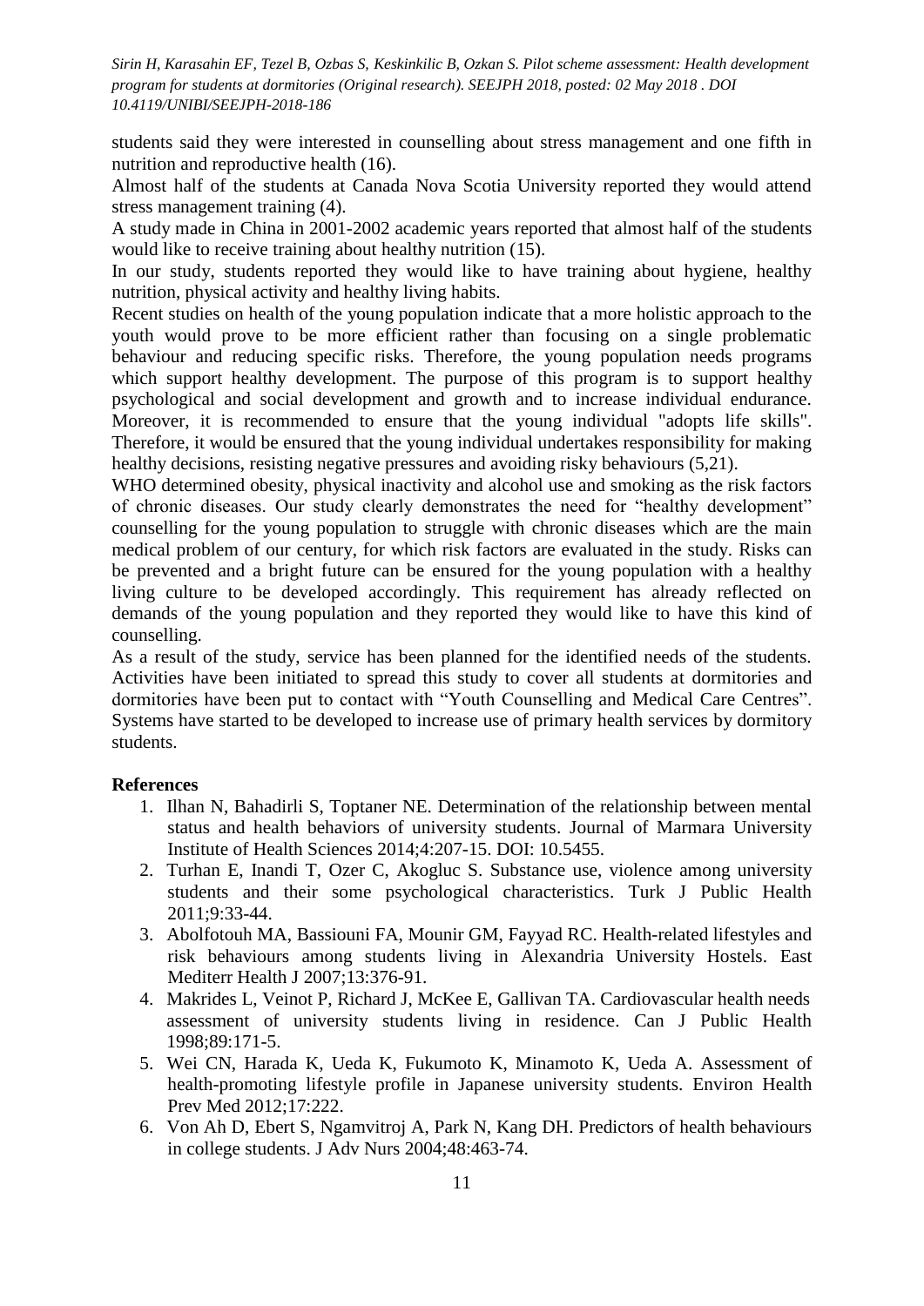students said they were interested in counselling about stress management and one fifth in nutrition and reproductive health (16).

Almost half of the students at Canada Nova Scotia University reported they would attend stress management training (4).

A study made in China in 2001-2002 academic years reported that almost half of the students would like to receive training about healthy nutrition (15).

In our study, students reported they would like to have training about hygiene, healthy nutrition, physical activity and healthy living habits.

Recent studies on health of the young population indicate that a more holistic approach to the youth would prove to be more efficient rather than focusing on a single problematic behaviour and reducing specific risks. Therefore, the young population needs programs which support healthy development. The purpose of this program is to support healthy psychological and social development and growth and to increase individual endurance. Moreover, it is recommended to ensure that the young individual "adopts life skills". Therefore, it would be ensured that the young individual undertakes responsibility for making healthy decisions, resisting negative pressures and avoiding risky behaviours (5,21).

WHO determined obesity, physical inactivity and alcohol use and smoking as the risk factors of chronic diseases. Our study clearly demonstrates the need for "healthy development" counselling for the young population to struggle with chronic diseases which are the main medical problem of our century, for which risk factors are evaluated in the study. Risks can be prevented and a bright future can be ensured for the young population with a healthy living culture to be developed accordingly. This requirement has already reflected on demands of the young population and they reported they would like to have this kind of counselling.

As a result of the study, service has been planned for the identified needs of the students. Activities have been initiated to spread this study to cover all students at dormitories and dormitories have been put to contact with "Youth Counselling and Medical Care Centres". Systems have started to be developed to increase use of primary health services by dormitory students.

**References**

1. Ilhan N, Bahadirli S, Toptaner NE. Determination of the relationship between mental status and health behaviors of university students. Journal of Marmara University Institute of Health Sciences 2014;4:207-15. DOI: 10.5455.
2. Turhan E, Inandi T, Ozer C, Akogluc S. Substance use, violence among university students and their some psychological characteristics. Turk J Public Health 2011;9:33-44.
3. Abolfotouh MA, Bassiouni FA, Mounir GM, Fayyad RC. Health-related lifestyles and risk behaviours among students living in Alexandria University Hostels. East Mediterr Health J 2007;13:376-91.
4. Makrides L, Veinot P, Richard J, McKee E, Gallivan TA. Cardiovascular health needs assessment of university students living in residence. Can J Public Health 1998;89:171-5.
5. Wei CN, Harada K, Ueda K, Fukumoto K, Minamoto K, Ueda A. Assessment of health-promoting lifestyle profile in Japanese university students. Environ Health Prev Med 2012;17:222.
6. Von Ah D, Ebert S, Ngamvitroj A, Park N, Kang DH. Predictors of health behaviours in college students. J Adv Nurs 2004;48:463-74.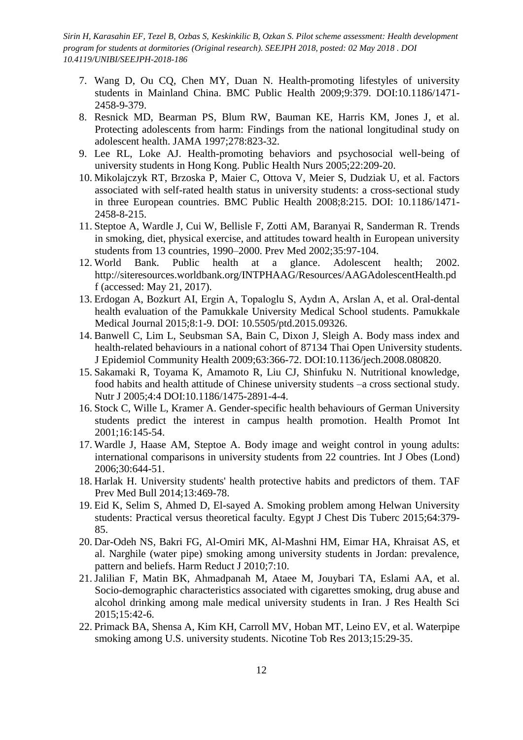7. Wang D, Ou CQ, Chen MY, Duan N. Health-promoting lifestyles of university students in Mainland China. BMC Public Health 2009;9:379. DOI:10.1186/1471-2458-9-379.
8. Resnick MD, Bearman PS, Blum RW, Bauman KE, Harris KM, Jones J, et al. Protecting adolescents from harm: Findings from the national longitudinal study on adolescent health. JAMA 1997;278:823-32.
9. Lee RL, Loke AJ. Health-promoting behaviors and psychosocial well-being of university students in Hong Kong. Public Health Nurs 2005;22:209-20.
10. Mikolajczyk RT, Brzoska P, Maier C, Ottova V, Meier S, Dudziak U, et al. Factors associated with self-rated health status in university students: a cross-sectional study in three European countries. BMC Public Health 2008;8:215. DOI: 10.1186/1471-2458-8-215.
11. Steptoe A, Wardle J, Cui W, Bellisle F, Zotti AM, Baranyai R, Sanderman R. Trends in smoking, diet, physical exercise, and attitudes toward health in European university students from 13 countries, 1990–2000. Prev Med 2002;35:97-104.
12. World Bank. Public health at a glance. Adolescent health; 2002. http://siteresources.worldbank.org/INTPHAAG/Resources/AAGAdolescentHealth.pdf (accessed: May 21, 2017).
13. Erdogan A, Bozkurt AI, Ergin A, Topaloglu S, Aydın A, Arslan A, et al. Oral-dental health evaluation of the Pamukkale University Medical School students. Pamukkale Medical Journal 2015;8:1-9. DOI: 10.5505/ptd.2015.09326.
14. Banwell C, Lim L, Seubsman SA, Bain C, Dixon J, Sleigh A. Body mass index and health-related behaviours in a national cohort of 87134 Thai Open University students. J Epidemiol Community Health 2009;63:366-72. DOI:10.1136/jech.2008.080820.
15. Sakamaki R, Toyama K, Amamoto R, Liu CJ, Shinfuku N. Nutritional knowledge, food habits and health attitude of Chinese university students –a cross sectional study. Nutr J 2005;4:4 DOI:10.1186/1475-2891-4-4.
16. Stock C, Wille L, Kramer A. Gender-specific health behaviours of German University students predict the interest in campus health promotion. Health Promot Int 2001;16:145-54.
17. Wardle J, Haase AM, Steptoe A. Body image and weight control in young adults: international comparisons in university students from 22 countries. Int J Obes (Lond) 2006;30:644-51.
18. Harlak H. University students' health protective habits and predictors of them. TAF Prev Med Bull 2014;13:469-78.
19. Eid K, Selim S, Ahmed D, El-sayed A. Smoking problem among Helwan University students: Practical versus theoretical faculty. Egypt J Chest Dis Tuberc 2015;64:379-85.
20. Dar-Odeh NS, Bakri FG, Al-Omiri MK, Al-Mashni HM, Eimar HA, Khraisat AS, et al. Narghile (water pipe) smoking among university students in Jordan: prevalence, pattern and beliefs. Harm Reduct J 2010;7:10.
21. Jalilian F, Matin BK, Ahmadpanah M, Ataee M, Jouybari TA, Eslami AA, et al. Socio-demographic characteristics associated with cigarettes smoking, drug abuse and alcohol drinking among male medical university students in Iran. J Res Health Sci 2015;15:42-6.
22. Primack BA, Shensa A, Kim KH, Carroll MV, Hoban MT, Leino EV, et al. Waterpipe smoking among U.S. university students. Nicotine Tob Res 2013;15:29-35.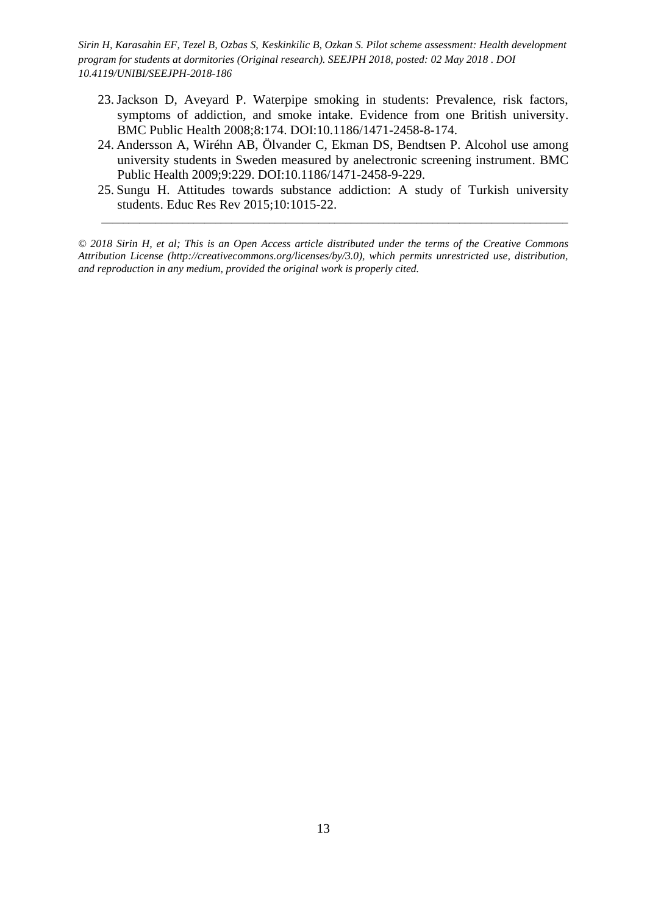23. Jackson D, Aveyard P. Waterpipe smoking in students: Prevalence, risk factors, symptoms of addiction, and smoke intake. Evidence from one British university. BMC Public Health 2008;8:174. DOI:10.1186/1471-2458-8-174.
24. Andersson A, Wiréhn AB, Ölvander C, Ekman DS, Bendtsen P. Alcohol use among university students in Sweden measured by anelectronic screening instrument. BMC Public Health 2009;9:229. DOI:10.1186/1471-2458-9-229.
25. Sungu H. Attitudes towards substance addiction: A study of Turkish university students. Educ Res Rev 2015;10:1015-22.

---

*© 2018 Sirin H, et al; This is an Open Access article distributed under the terms of the Creative Commons Attribution License (http://creativecommons.org/licenses/by/3.0), which permits unrestricted use, distribution, and reproduction in any medium, provided the original work is properly cited.*